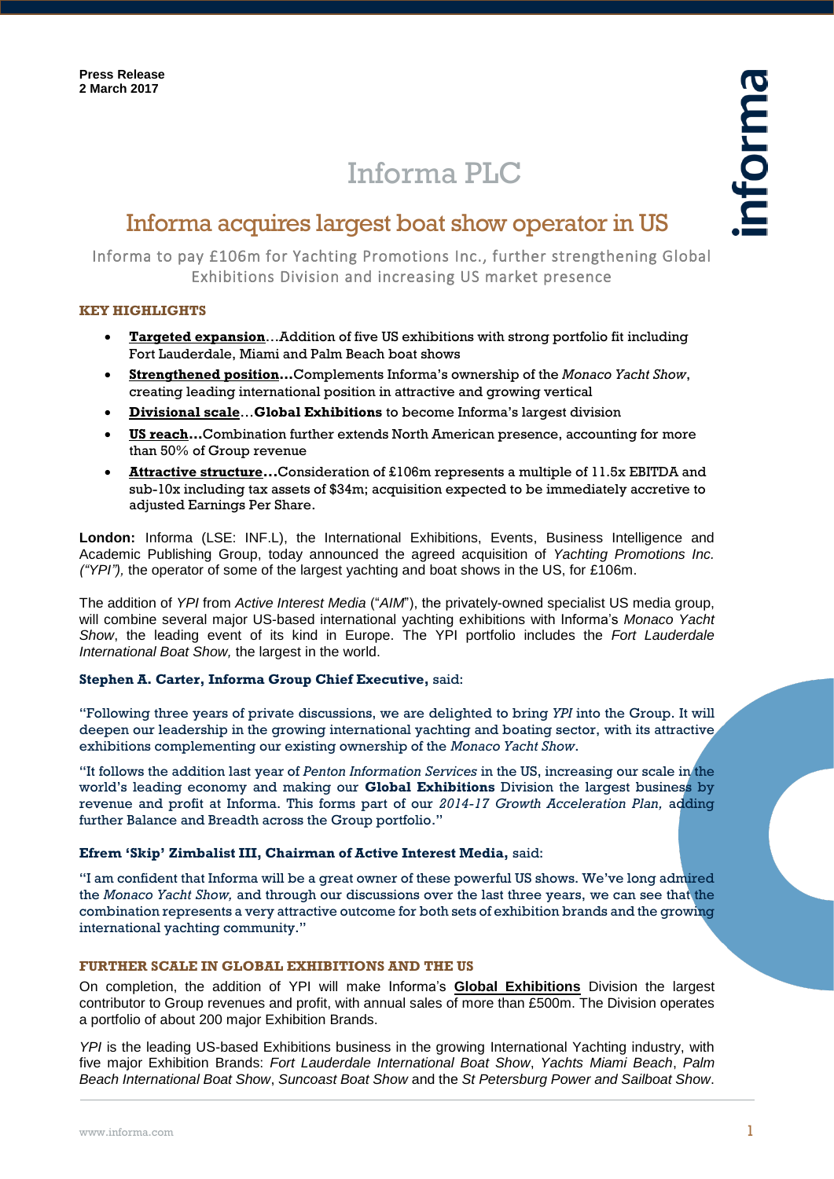**Press Release**
**2 March 2017**

# Informa PLC

## Informa acquires largest boat show operator in US

Informa to pay £106m for Yachting Promotions Inc., further strengthening Global Exhibitions Division and increasing US market presence

### KEY HIGHLIGHTS

- **Targeted expansion**…Addition of five US exhibitions with strong portfolio fit including Fort Lauderdale, Miami and Palm Beach boat shows
- **Strengthened position…**Complements Informa's ownership of the *Monaco Yacht Show*, creating leading international position in attractive and growing vertical
- **Divisional scale**…**Global Exhibitions** to become Informa's largest division
- **US reach…**Combination further extends North American presence, accounting for more than 50% of Group revenue
- **Attractive structure…**Consideration of £106m represents a multiple of 11.5x EBITDA and sub-10x including tax assets of $34m; acquisition expected to be immediately accretive to adjusted Earnings Per Share.

**London:** Informa (LSE: INF.L), the International Exhibitions, Events, Business Intelligence and Academic Publishing Group, today announced the agreed acquisition of *Yachting Promotions Inc. ("YPI"),* the operator of some of the largest yachting and boat shows in the US, for £106m.

The addition of *YPI* from *Active Interest Media* ("*AIM*"), the privately-owned specialist US media group, will combine several major US-based international yachting exhibitions with Informa's *Monaco Yacht Show*, the leading event of its kind in Europe. The YPI portfolio includes the *Fort Lauderdale International Boat Show,* the largest in the world.

**Stephen A. Carter, Informa Group Chief Executive,** said:

"Following three years of private discussions, we are delighted to bring *YPI* into the Group. It will deepen our leadership in the growing international yachting and boating sector, with its attractive exhibitions complementing our existing ownership of the *Monaco Yacht Show*.

"It follows the addition last year of *Penton Information Services* in the US, increasing our scale in the world's leading economy and making our **Global Exhibitions** Division the largest business by revenue and profit at Informa. This forms part of our *2014-17 Growth Acceleration Plan,* adding further Balance and Breadth across the Group portfolio."

**Efrem 'Skip' Zimbalist III, Chairman of Active Interest Media,** said:

"I am confident that Informa will be a great owner of these powerful US shows. We've long admired the *Monaco Yacht Show,* and through our discussions over the last three years, we can see that the combination represents a very attractive outcome for both sets of exhibition brands and the growing international yachting community."

### FURTHER SCALE IN GLOBAL EXHIBITIONS AND THE US

On completion, the addition of YPI will make Informa's **Global Exhibitions** Division the largest contributor to Group revenues and profit, with annual sales of more than £500m. The Division operates a portfolio of about 200 major Exhibition Brands.

*YPI* is the leading US-based Exhibitions business in the growing International Yachting industry, with five major Exhibition Brands: *Fort Lauderdale International Boat Show*, *Yachts Miami Beach*, *Palm Beach International Boat Show*, *Suncoast Boat Show* and the *St Petersburg Power and Sailboat Show*.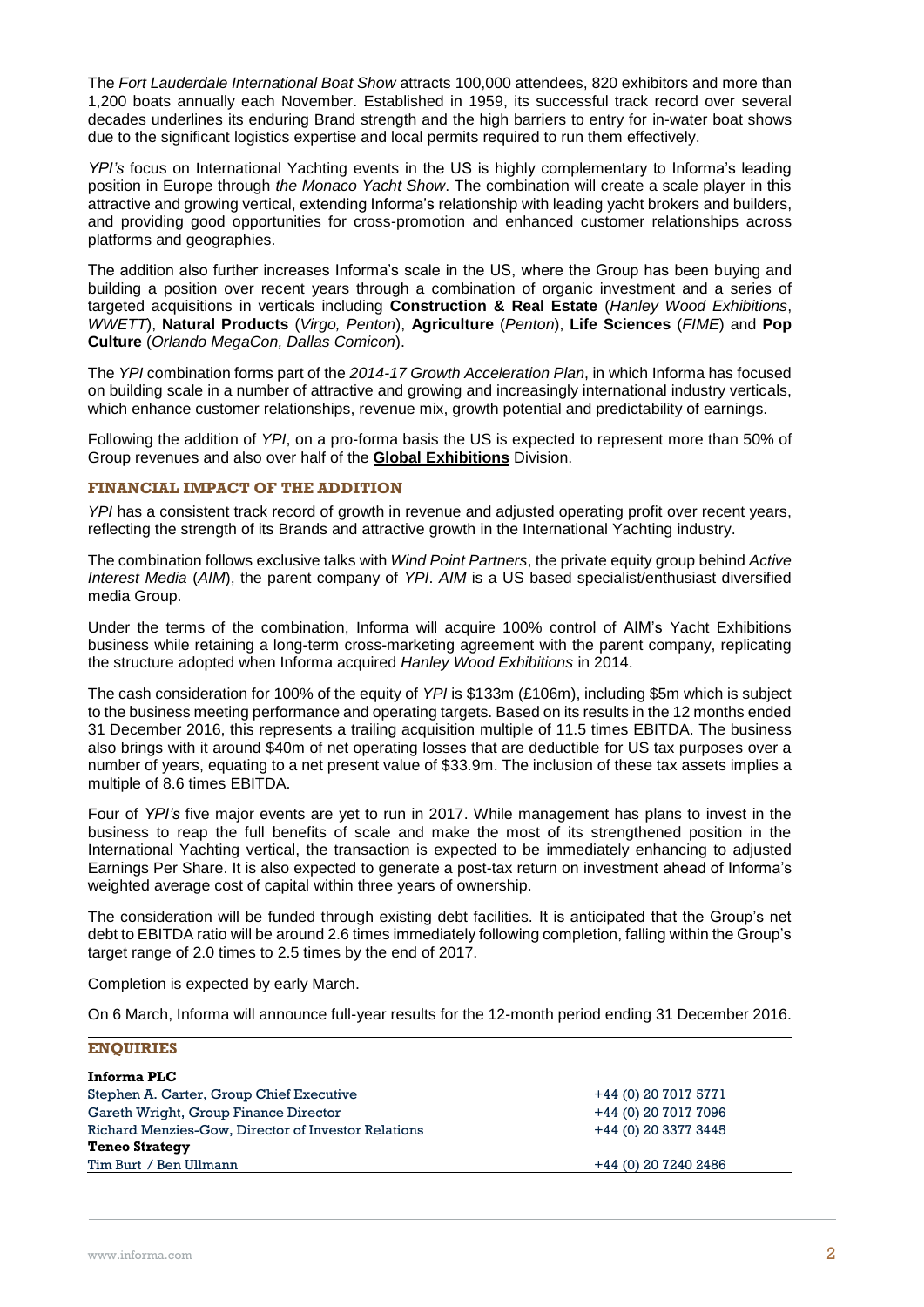The *Fort Lauderdale International Boat Show* attracts 100,000 attendees, 820 exhibitors and more than 1,200 boats annually each November. Established in 1959, its successful track record over several decades underlines its enduring Brand strength and the high barriers to entry for in-water boat shows due to the significant logistics expertise and local permits required to run them effectively.

*YPI's* focus on International Yachting events in the US is highly complementary to Informa's leading position in Europe through *the Monaco Yacht Show*. The combination will create a scale player in this attractive and growing vertical, extending Informa's relationship with leading yacht brokers and builders, and providing good opportunities for cross-promotion and enhanced customer relationships across platforms and geographies.

The addition also further increases Informa's scale in the US, where the Group has been buying and building a position over recent years through a combination of organic investment and a series of targeted acquisitions in verticals including **Construction & Real Estate** (*Hanley Wood Exhibitions*, *WWETT*), **Natural Products** (*Virgo, Penton*), **Agriculture** (*Penton*), **Life Sciences** (*FIME*) and **Pop Culture** (*Orlando MegaCon, Dallas Comicon*).

The *YPI* combination forms part of the *2014-17 Growth Acceleration Plan*, in which Informa has focused on building scale in a number of attractive and growing and increasingly international industry verticals, which enhance customer relationships, revenue mix, growth potential and predictability of earnings.

Following the addition of *YPI*, on a pro-forma basis the US is expected to represent more than 50% of Group revenues and also over half of the **Global Exhibitions** Division.

## FINANCIAL IMPACT OF THE ADDITION

*YPI* has a consistent track record of growth in revenue and adjusted operating profit over recent years, reflecting the strength of its Brands and attractive growth in the International Yachting industry.

The combination follows exclusive talks with *Wind Point Partners*, the private equity group behind *Active Interest Media* (*AIM*), the parent company of *YPI*. *AIM* is a US based specialist/enthusiast diversified media Group.

Under the terms of the combination, Informa will acquire 100% control of AIM's Yacht Exhibitions business while retaining a long-term cross-marketing agreement with the parent company, replicating the structure adopted when Informa acquired *Hanley Wood Exhibitions* in 2014.

The cash consideration for 100% of the equity of *YPI* is $133m (£106m), including $5m which is subject to the business meeting performance and operating targets. Based on its results in the 12 months ended 31 December 2016, this represents a trailing acquisition multiple of 11.5 times EBITDA. The business also brings with it around $40m of net operating losses that are deductible for US tax purposes over a number of years, equating to a net present value of $33.9m. The inclusion of these tax assets implies a multiple of 8.6 times EBITDA.

Four of *YPI's* five major events are yet to run in 2017. While management has plans to invest in the business to reap the full benefits of scale and make the most of its strengthened position in the International Yachting vertical, the transaction is expected to be immediately enhancing to adjusted Earnings Per Share. It is also expected to generate a post-tax return on investment ahead of Informa's weighted average cost of capital within three years of ownership.

The consideration will be funded through existing debt facilities. It is anticipated that the Group's net debt to EBITDA ratio will be around 2.6 times immediately following completion, falling within the Group's target range of 2.0 times to 2.5 times by the end of 2017.

Completion is expected by early March.

On 6 March, Informa will announce full-year results for the 12-month period ending 31 December 2016.

## ENQUIRIES

| | |
|---|---|
| **Informa PLC** | |
| Stephen A. Carter, Group Chief Executive | +44 (0) 20 7017 5771 |
| Gareth Wright, Group Finance Director | +44 (0) 20 7017 7096 |
| Richard Menzies-Gow, Director of Investor Relations | +44 (0) 20 3377 3445 |
| **Teneo Strategy** | |
| Tim Burt / Ben Ullmann | +44 (0) 20 7240 2486 |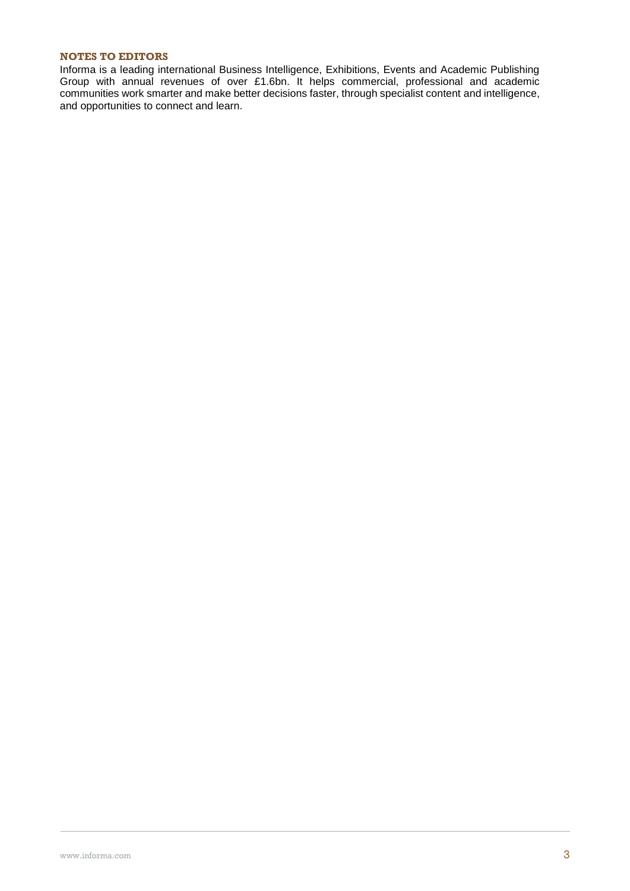## NOTES TO EDITORS

Informa is a leading international Business Intelligence, Exhibitions, Events and Academic Publishing Group with annual revenues of over £1.6bn. It helps commercial, professional and academic communities work smarter and make better decisions faster, through specialist content and intelligence, and opportunities to connect and learn.